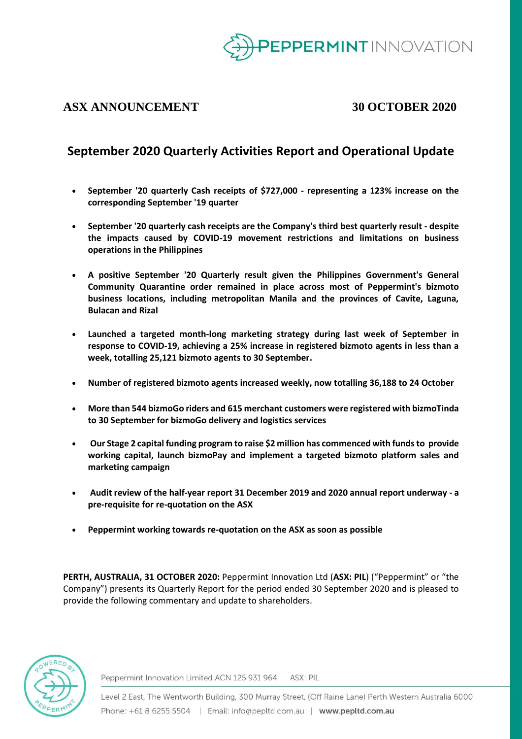**ASX ANNOUNCEMENT** **30 OCTOBER 2020**

# September 2020 Quarterly Activities Report and Operational Update

- **September '20 quarterly Cash receipts of $727,000 - representing a 123% increase on the corresponding September '19 quarter**
- **September '20 quarterly cash receipts are the Company's third best quarterly result - despite the impacts caused by COVID-19 movement restrictions and limitations on business operations in the Philippines**
- **A positive September '20 Quarterly result given the Philippines Government's General Community Quarantine order remained in place across most of Peppermint's bizmoto business locations, including metropolitan Manila and the provinces of Cavite, Laguna, Bulacan and Rizal**
- **Launched a targeted month-long marketing strategy during last week of September in response to COVID-19, achieving a 25% increase in registered bizmoto agents in less than a week, totalling 25,121 bizmoto agents to 30 September.**
- **Number of registered bizmoto agents increased weekly, now totalling 36,188 to 24 October**
- **More than 544 bizmoGo riders and 615 merchant customers were registered with bizmoTinda to 30 September for bizmoGo delivery and logistics services**
- **Our Stage 2 capital funding program to raise $2 million has commenced with funds to provide working capital, launch bizmoPay and implement a targeted bizmoto platform sales and marketing campaign**
- **Audit review of the half-year report 31 December 2019 and 2020 annual report underway - a pre-requisite for re-quotation on the ASX**
- **Peppermint working towards re-quotation on the ASX as soon as possible**

**PERTH, AUSTRALIA, 31 OCTOBER 2020:** Peppermint Innovation Ltd (**ASX: PIL**) ("Peppermint" or "the Company") presents its Quarterly Report for the period ended 30 September 2020 and is pleased to provide the following commentary and update to shareholders.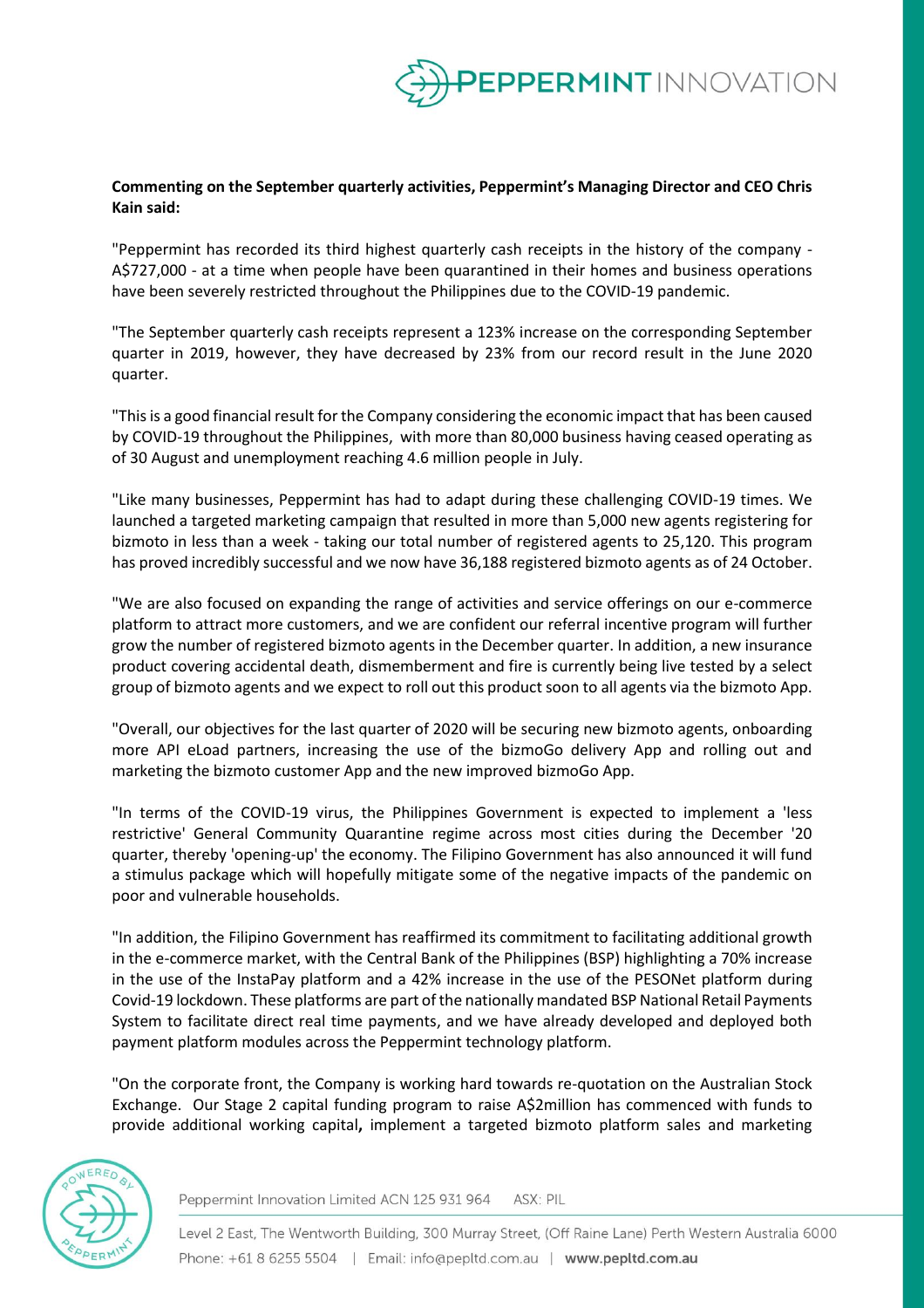**Commenting on the September quarterly activities, Peppermint's Managing Director and CEO Chris Kain said:**

"Peppermint has recorded its third highest quarterly cash receipts in the history of the company - A$727,000 - at a time when people have been quarantined in their homes and business operations have been severely restricted throughout the Philippines due to the COVID-19 pandemic.

"The September quarterly cash receipts represent a 123% increase on the corresponding September quarter in 2019, however, they have decreased by 23% from our record result in the June 2020 quarter.

"This is a good financial result for the Company considering the economic impact that has been caused by COVID-19 throughout the Philippines, with more than 80,000 business having ceased operating as of 30 August and unemployment reaching 4.6 million people in July.

"Like many businesses, Peppermint has had to adapt during these challenging COVID-19 times. We launched a targeted marketing campaign that resulted in more than 5,000 new agents registering for bizmoto in less than a week - taking our total number of registered agents to 25,120. This program has proved incredibly successful and we now have 36,188 registered bizmoto agents as of 24 October.

"We are also focused on expanding the range of activities and service offerings on our e-commerce platform to attract more customers, and we are confident our referral incentive program will further grow the number of registered bizmoto agents in the December quarter. In addition, a new insurance product covering accidental death, dismemberment and fire is currently being live tested by a select group of bizmoto agents and we expect to roll out this product soon to all agents via the bizmoto App.

"Overall, our objectives for the last quarter of 2020 will be securing new bizmoto agents, onboarding more API eLoad partners, increasing the use of the bizmoGo delivery App and rolling out and marketing the bizmoto customer App and the new improved bizmoGo App.

"In terms of the COVID-19 virus, the Philippines Government is expected to implement a 'less restrictive' General Community Quarantine regime across most cities during the December '20 quarter, thereby 'opening-up' the economy. The Filipino Government has also announced it will fund a stimulus package which will hopefully mitigate some of the negative impacts of the pandemic on poor and vulnerable households.

"In addition, the Filipino Government has reaffirmed its commitment to facilitating additional growth in the e-commerce market, with the Central Bank of the Philippines (BSP) highlighting a 70% increase in the use of the InstaPay platform and a 42% increase in the use of the PESONet platform during Covid-19 lockdown. These platforms are part of the nationally mandated BSP National Retail Payments System to facilitate direct real time payments, and we have already developed and deployed both payment platform modules across the Peppermint technology platform.

"On the corporate front, the Company is working hard towards re-quotation on the Australian Stock Exchange. Our Stage 2 capital funding program to raise A$2million has commenced with funds to provide additional working capital**,** implement a targeted bizmoto platform sales and marketing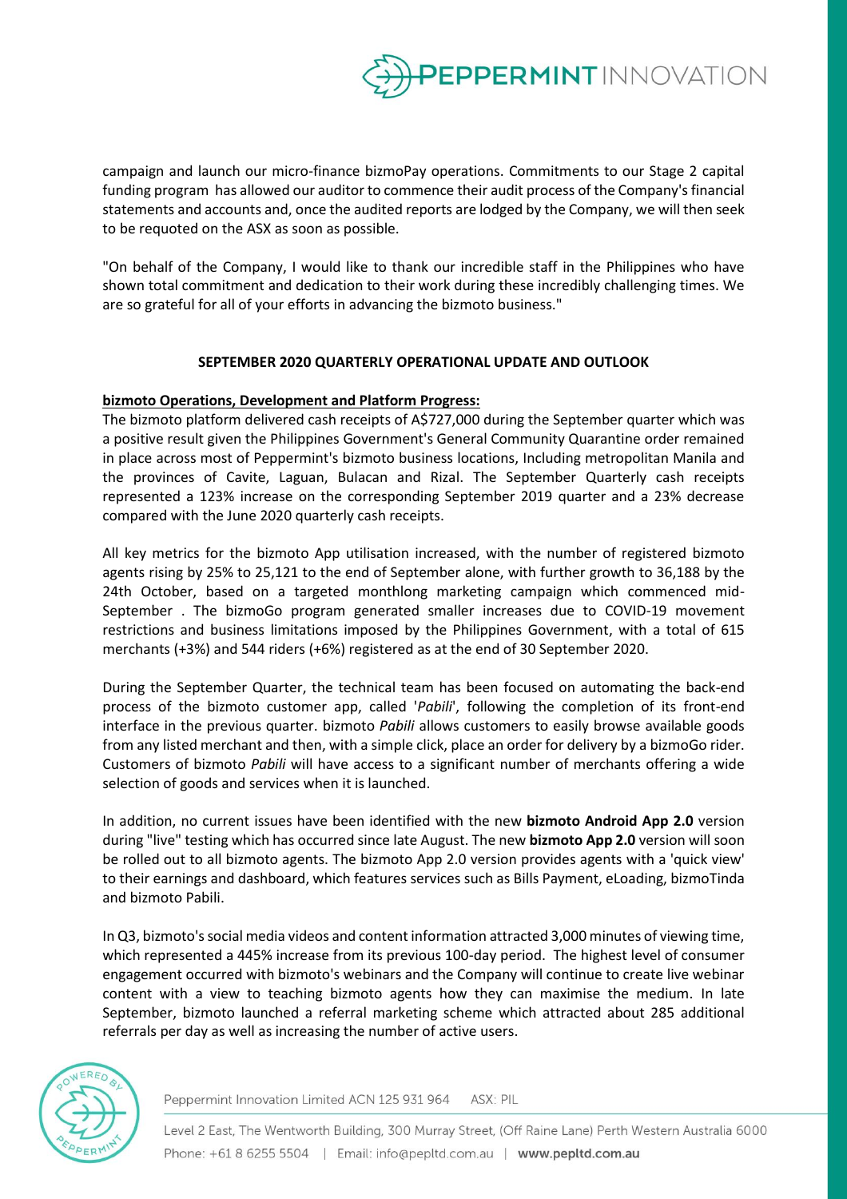campaign and launch our micro-finance bizmoPay operations. Commitments to our Stage 2 capital funding program has allowed our auditor to commence their audit process of the Company's financial statements and accounts and, once the audited reports are lodged by the Company, we will then seek to be requoted on the ASX as soon as possible.

"On behalf of the Company, I would like to thank our incredible staff in the Philippines who have shown total commitment and dedication to their work during these incredibly challenging times. We are so grateful for all of your efforts in advancing the bizmoto business."

**SEPTEMBER 2020 QUARTERLY OPERATIONAL UPDATE AND OUTLOOK**

**bizmoto Operations, Development and Platform Progress:**

The bizmoto platform delivered cash receipts of A$727,000 during the September quarter which was a positive result given the Philippines Government's General Community Quarantine order remained in place across most of Peppermint's bizmoto business locations, Including metropolitan Manila and the provinces of Cavite, Laguan, Bulacan and Rizal. The September Quarterly cash receipts represented a 123% increase on the corresponding September 2019 quarter and a 23% decrease compared with the June 2020 quarterly cash receipts.

All key metrics for the bizmoto App utilisation increased, with the number of registered bizmoto agents rising by 25% to 25,121 to the end of September alone, with further growth to 36,188 by the 24th October, based on a targeted monthlong marketing campaign which commenced mid-September . The bizmoGo program generated smaller increases due to COVID-19 movement restrictions and business limitations imposed by the Philippines Government, with a total of 615 merchants (+3%) and 544 riders (+6%) registered as at the end of 30 September 2020.

During the September Quarter, the technical team has been focused on automating the back-end process of the bizmoto customer app, called '*Pabili*', following the completion of its front-end interface in the previous quarter. bizmoto *Pabili* allows customers to easily browse available goods from any listed merchant and then, with a simple click, place an order for delivery by a bizmoGo rider. Customers of bizmoto *Pabili* will have access to a significant number of merchants offering a wide selection of goods and services when it is launched.

In addition, no current issues have been identified with the new **bizmoto Android App 2.0** version during "live" testing which has occurred since late August. The new **bizmoto App 2.0** version will soon be rolled out to all bizmoto agents. The bizmoto App 2.0 version provides agents with a 'quick view' to their earnings and dashboard, which features services such as Bills Payment, eLoading, bizmoTinda and bizmoto Pabili.

In Q3, bizmoto's social media videos and content information attracted 3,000 minutes of viewing time, which represented a 445% increase from its previous 100-day period. The highest level of consumer engagement occurred with bizmoto's webinars and the Company will continue to create live webinar content with a view to teaching bizmoto agents how they can maximise the medium. In late September, bizmoto launched a referral marketing scheme which attracted about 285 additional referrals per day as well as increasing the number of active users.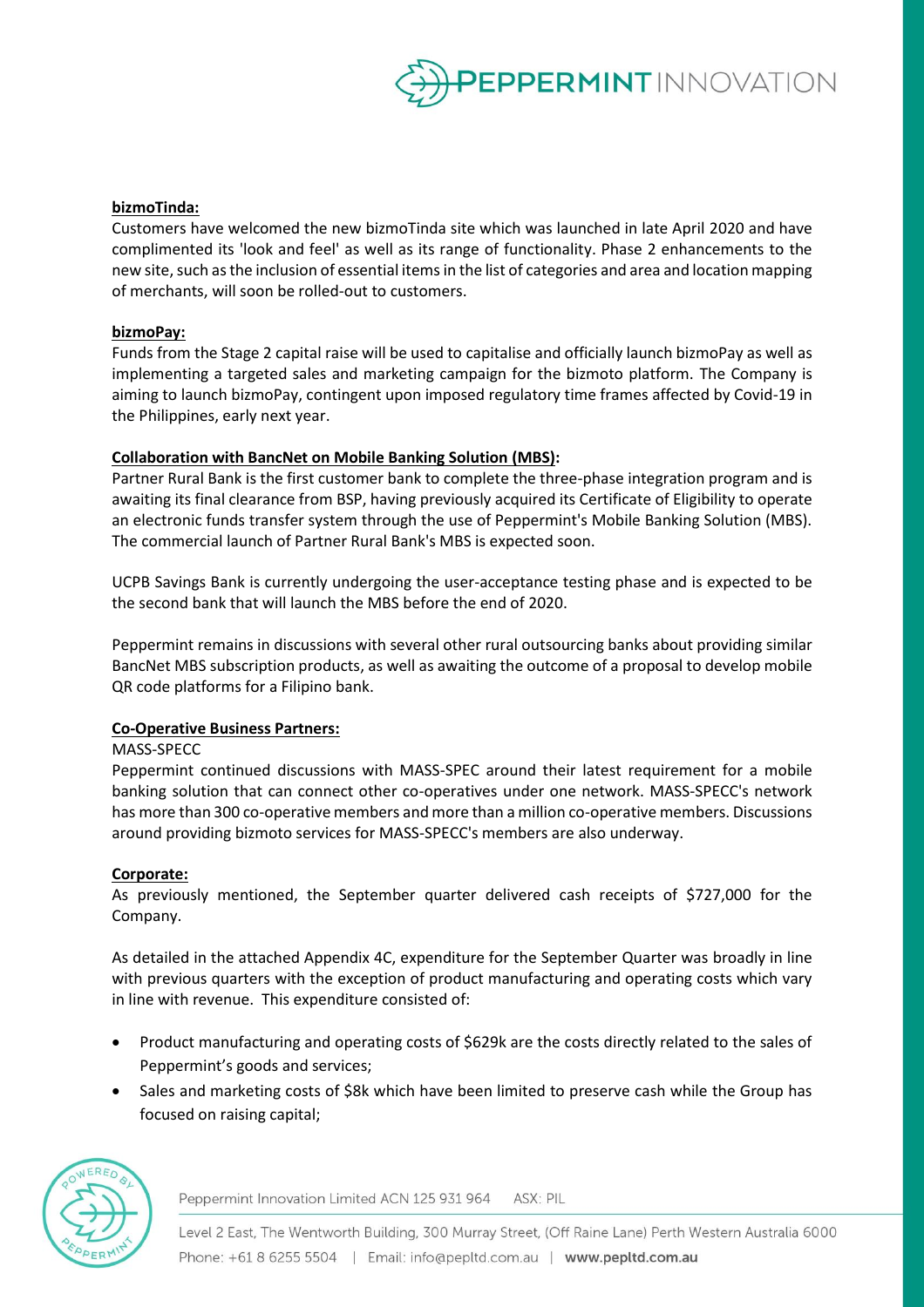**bizmoTinda:**

Customers have welcomed the new bizmoTinda site which was launched in late April 2020 and have complimented its 'look and feel' as well as its range of functionality. Phase 2 enhancements to the new site, such as the inclusion of essential items in the list of categories and area and location mapping of merchants, will soon be rolled-out to customers.

**bizmoPay:**

Funds from the Stage 2 capital raise will be used to capitalise and officially launch bizmoPay as well as implementing a targeted sales and marketing campaign for the bizmoto platform. The Company is aiming to launch bizmoPay, contingent upon imposed regulatory time frames affected by Covid-19 in the Philippines, early next year.

**Collaboration with BancNet on Mobile Banking Solution (MBS):**

Partner Rural Bank is the first customer bank to complete the three-phase integration program and is awaiting its final clearance from BSP, having previously acquired its Certificate of Eligibility to operate an electronic funds transfer system through the use of Peppermint's Mobile Banking Solution (MBS). The commercial launch of Partner Rural Bank's MBS is expected soon.

UCPB Savings Bank is currently undergoing the user-acceptance testing phase and is expected to be the second bank that will launch the MBS before the end of 2020.

Peppermint remains in discussions with several other rural outsourcing banks about providing similar BancNet MBS subscription products, as well as awaiting the outcome of a proposal to develop mobile QR code platforms for a Filipino bank.

**Co-Operative Business Partners:**

MASS-SPECC

Peppermint continued discussions with MASS-SPEC around their latest requirement for a mobile banking solution that can connect other co-operatives under one network. MASS-SPECC's network has more than 300 co-operative members and more than a million co-operative members. Discussions around providing bizmoto services for MASS-SPECC's members are also underway.

**Corporate:**

As previously mentioned, the September quarter delivered cash receipts of $727,000 for the Company.

As detailed in the attached Appendix 4C, expenditure for the September Quarter was broadly in line with previous quarters with the exception of product manufacturing and operating costs which vary in line with revenue. This expenditure consisted of:

- Product manufacturing and operating costs of $629k are the costs directly related to the sales of Peppermint's goods and services;
- Sales and marketing costs of $8k which have been limited to preserve cash while the Group has focused on raising capital;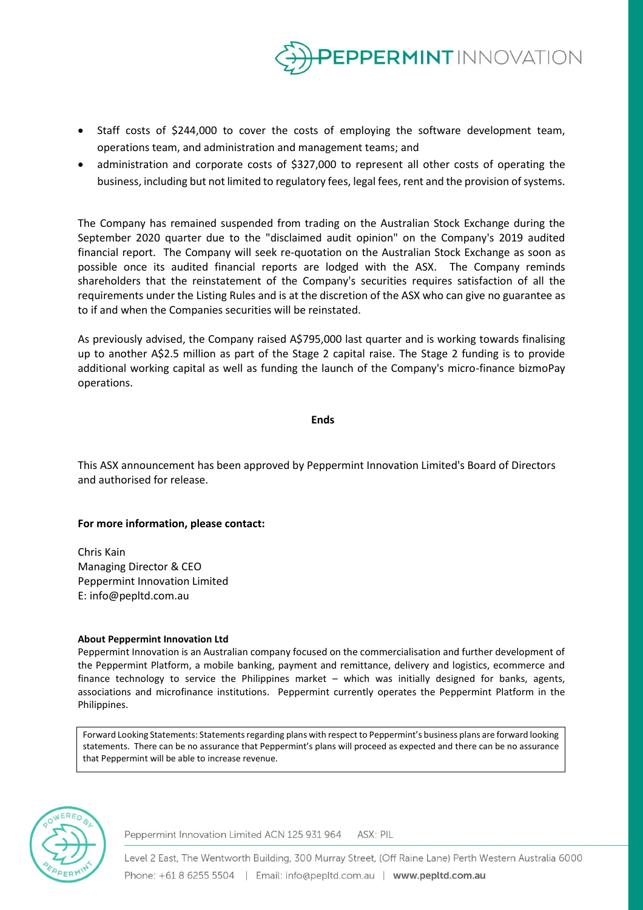- Staff costs of $244,000 to cover the costs of employing the software development team, operations team, and administration and management teams; and
- administration and corporate costs of $327,000 to represent all other costs of operating the business, including but not limited to regulatory fees, legal fees, rent and the provision of systems.

The Company has remained suspended from trading on the Australian Stock Exchange during the September 2020 quarter due to the "disclaimed audit opinion" on the Company's 2019 audited financial report. The Company will seek re-quotation on the Australian Stock Exchange as soon as possible once its audited financial reports are lodged with the ASX. The Company reminds shareholders that the reinstatement of the Company's securities requires satisfaction of all the requirements under the Listing Rules and is at the discretion of the ASX who can give no guarantee as to if and when the Companies securities will be reinstated.

As previously advised, the Company raised A$795,000 last quarter and is working towards finalising up to another A$2.5 million as part of the Stage 2 capital raise. The Stage 2 funding is to provide additional working capital as well as funding the launch of the Company's micro-finance bizmoPay operations.

**Ends**

This ASX announcement has been approved by Peppermint Innovation Limited's Board of Directors and authorised for release.

**For more information, please contact:**

Chris Kain
Managing Director & CEO
Peppermint Innovation Limited
E: info@pepltd.com.au

**About Peppermint Innovation Ltd**

Peppermint Innovation is an Australian company focused on the commercialisation and further development of the Peppermint Platform, a mobile banking, payment and remittance, delivery and logistics, ecommerce and finance technology to service the Philippines market – which was initially designed for banks, agents, associations and microfinance institutions. Peppermint currently operates the Peppermint Platform in the Philippines.

Forward Looking Statements: Statements regarding plans with respect to Peppermint's business plans are forward looking statements. There can be no assurance that Peppermint's plans will proceed as expected and there can be no assurance that Peppermint will be able to increase revenue.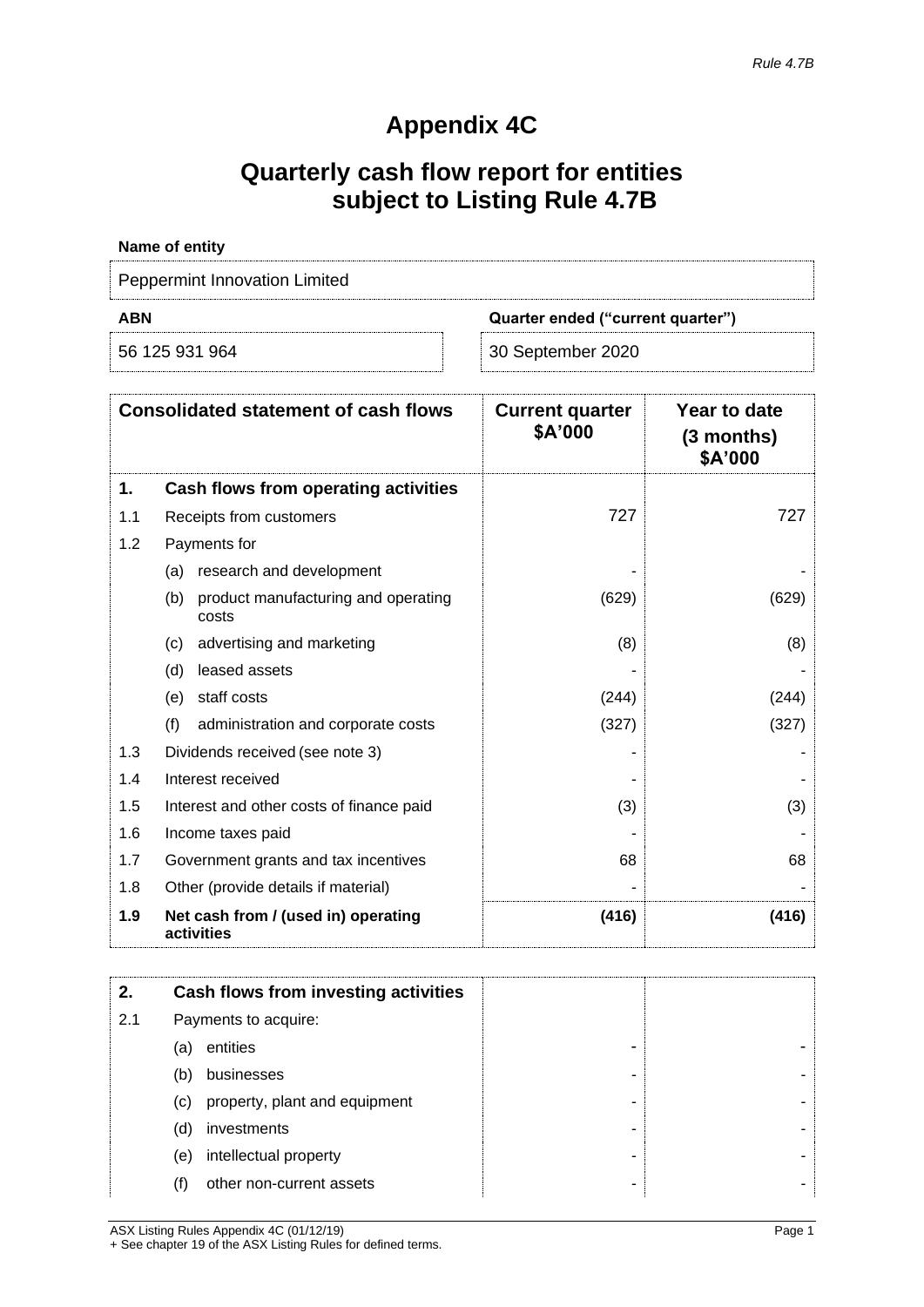*Rule 4.7B*

# Appendix 4C

## Quarterly cash flow report for entities subject to Listing Rule 4.7B

**Name of entity**

Peppermint Innovation Limited

| ABN | Quarter ended ("current quarter") |
|---|---|
| 56 125 931 964 | 30 September 2020 |

| Consolidated statement of cash flows | | Current quarter $A'000 | Year to date (3 months) $A'000 |
|---|---|---|---|
| **1.** | **Cash flows from operating activities** | | |
| 1.1 | Receipts from customers | 727 | 727 |
| 1.2 | Payments for | | |
| | (a) research and development | - | - |
| | (b) product manufacturing and operating costs | (629) | (629) |
| | (c) advertising and marketing | (8) | (8) |
| | (d) leased assets | - | - |
| | (e) staff costs | (244) | (244) |
| | (f) administration and corporate costs | (327) | (327) |
| 1.3 | Dividends received (see note 3) | - | - |
| 1.4 | Interest received | - | - |
| 1.5 | Interest and other costs of finance paid | (3) | (3) |
| 1.6 | Income taxes paid | - | - |
| 1.7 | Government grants and tax incentives | 68 | 68 |
| 1.8 | Other (provide details if material) | - | - |
| **1.9** | **Net cash from / (used in) operating activities** | **(416)** | **(416)** |

| | | | |
|---|---|---|---|
| **2.** | **Cash flows from investing activities** | | |
| 2.1 | Payments to acquire: | | |
| | (a) entities | - | - |
| | (b) businesses | - | - |
| | (c) property, plant and equipment | - | - |
| | (d) investments | - | - |
| | (e) intellectual property | - | - |
| | (f) other non-current assets | - | - |

ASX Listing Rules Appendix 4C (01/12/19)
+ See chapter 19 of the ASX Listing Rules for defined terms.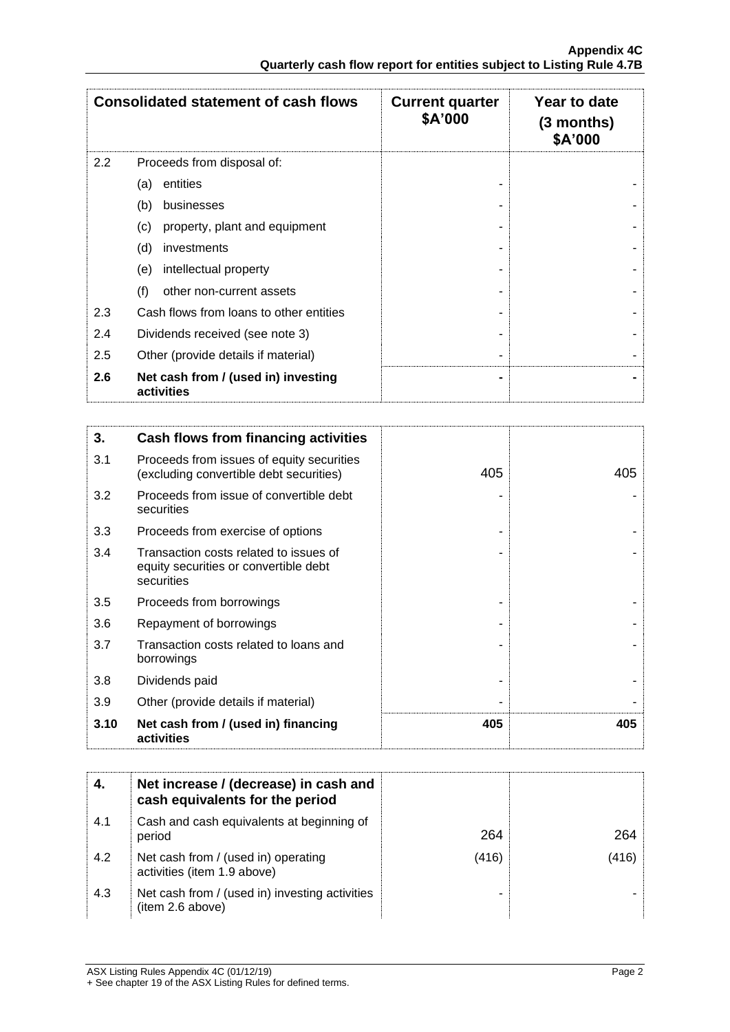| Consolidated statement of cash flows | | Current quarter $A'000 | Year to date (3 months) $A'000 |
|---|---|---|---|
| 2.2 | Proceeds from disposal of: | | |
| | (a) entities | - | - |
| | (b) businesses | - | - |
| | (c) property, plant and equipment | - | - |
| | (d) investments | - | - |
| | (e) intellectual property | - | - |
| | (f) other non-current assets | - | - |
| 2.3 | Cash flows from loans to other entities | - | - |
| 2.4 | Dividends received (see note 3) | - | - |
| 2.5 | Other (provide details if material) | - | - |
| **2.6** | **Net cash from / (used in) investing activities** | **-** | **-** |

| | | | |
|---|---|---|---|
| **3.** | **Cash flows from financing activities** | | |
| 3.1 | Proceeds from issues of equity securities (excluding convertible debt securities) | 405 | 405 |
| 3.2 | Proceeds from issue of convertible debt securities | - | - |
| 3.3 | Proceeds from exercise of options | - | - |
| 3.4 | Transaction costs related to issues of equity securities or convertible debt securities | - | - |
| 3.5 | Proceeds from borrowings | - | - |
| 3.6 | Repayment of borrowings | - | - |
| 3.7 | Transaction costs related to loans and borrowings | - | - |
| 3.8 | Dividends paid | - | - |
| 3.9 | Other (provide details if material) | - | - |
| **3.10** | **Net cash from / (used in) financing activities** | **405** | **405** |

| | | | |
|---|---|---|---|
| **4.** | **Net increase / (decrease) in cash and cash equivalents for the period** | | |
| 4.1 | Cash and cash equivalents at beginning of period | 264 | 264 |
| 4.2 | Net cash from / (used in) operating activities (item 1.9 above) | (416) | (416) |
| 4.3 | Net cash from / (used in) investing activities (item 2.6 above) | - | - |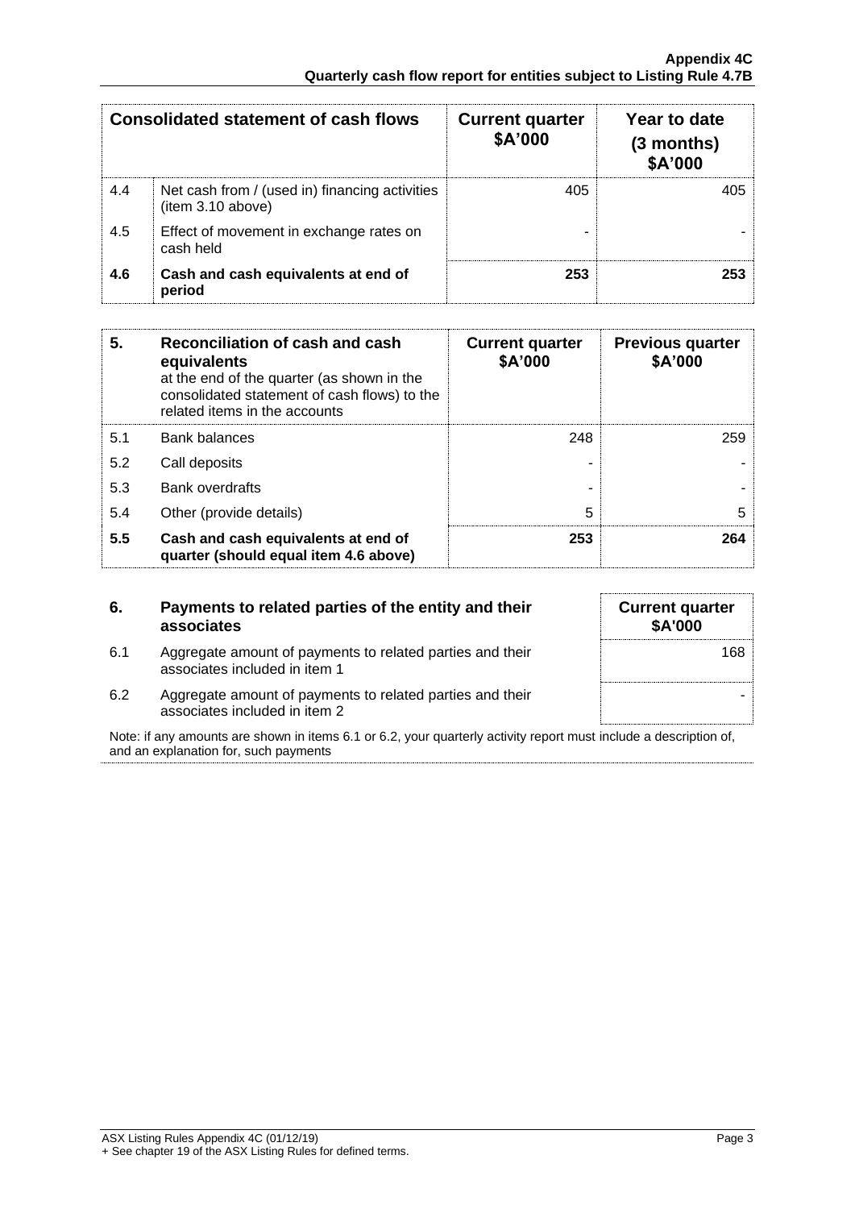| Consolidated statement of cash flows | | Current quarter $A'000 | Year to date (3 months) $A'000 |
|---|---|---|---|
| 4.4 | Net cash from / (used in) financing activities (item 3.10 above) | 405 | 405 |
| 4.5 | Effect of movement in exchange rates on cash held | - | - |
| **4.6** | **Cash and cash equivalents at end of period** | **253** | **253** |

| **5.** | **Reconciliation of cash and cash equivalents** at the end of the quarter (as shown in the consolidated statement of cash flows) to the related items in the accounts | **Current quarter $A'000** | **Previous quarter $A'000** |
|---|---|---|---|
| 5.1 | Bank balances | 248 | 259 |
| 5.2 | Call deposits | - | - |
| 5.3 | Bank overdrafts | - | - |
| 5.4 | Other (provide details) | 5 | 5 |
| **5.5** | **Cash and cash equivalents at end of quarter (should equal item 4.6 above)** | **253** | **264** |

| **6.** | **Payments to related parties of the entity and their associates** | **Current quarter $A'000** |
|---|---|---|
| 6.1 | Aggregate amount of payments to related parties and their associates included in item 1 | 168 |
| 6.2 | Aggregate amount of payments to related parties and their associates included in item 2 | - |

Note: if any amounts are shown in items 6.1 or 6.2, your quarterly activity report must include a description of, and an explanation for, such payments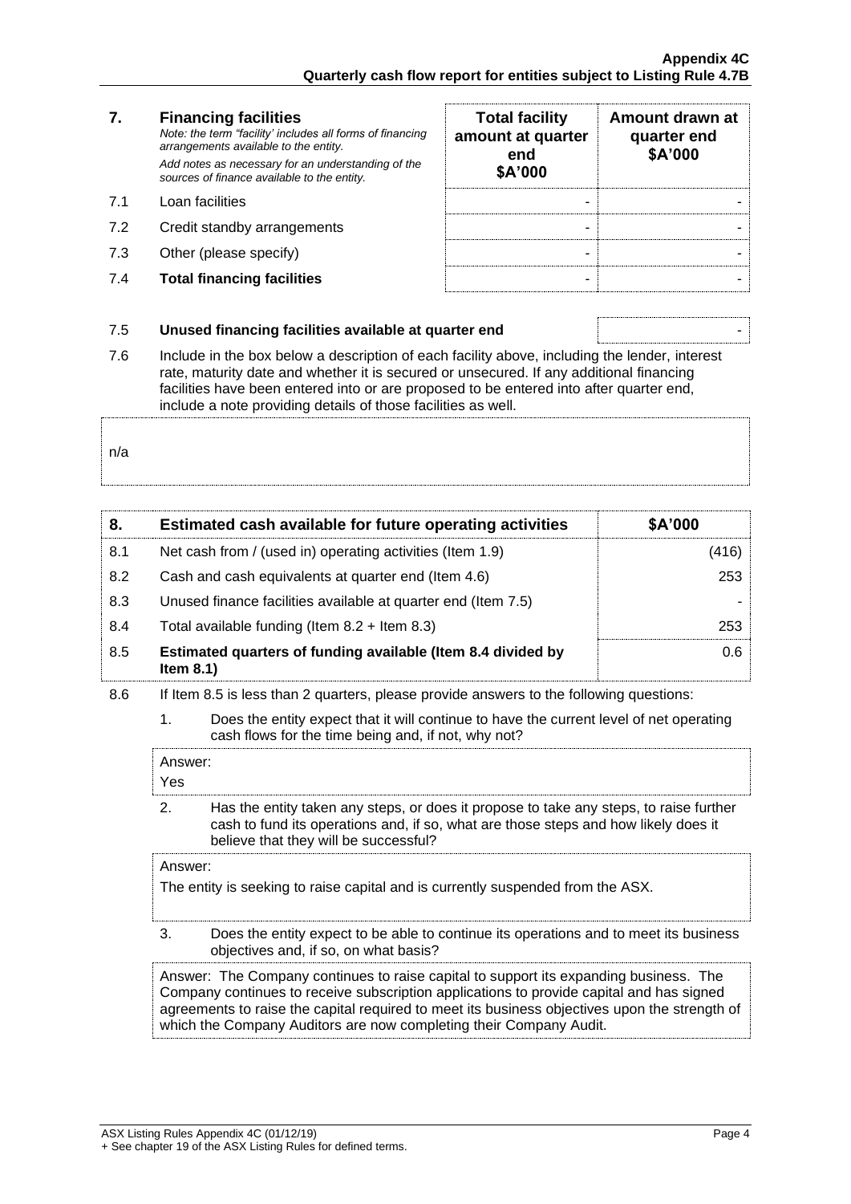| 7. | **Financing facilities**<br>*Note: the term "facility' includes all forms of financing arrangements available to the entity.*<br>*Add notes as necessary for an understanding of the sources of finance available to the entity.* | **Total facility amount at quarter end $A'000** | **Amount drawn at quarter end $A'000** |
|---|---|---|---|
| 7.1 | Loan facilities | - | - |
| 7.2 | Credit standby arrangements | - | - |
| 7.3 | Other (please specify) | - | - |
| 7.4 | **Total financing facilities** | - | - |

| | | |
|---|---|---|
| 7.5 | **Unused financing facilities available at quarter end** | - |

7.6 Include in the box below a description of each facility above, including the lender, interest rate, maturity date and whether it is secured or unsecured. If any additional financing facilities have been entered into or are proposed to be entered into after quarter end, include a note providing details of those facilities as well.

n/a

| 8. | Estimated cash available for future operating activities | $A'000 |
|---|---|---|
| 8.1 | Net cash from / (used in) operating activities (Item 1.9) | (416) |
| 8.2 | Cash and cash equivalents at quarter end (Item 4.6) | 253 |
| 8.3 | Unused finance facilities available at quarter end (Item 7.5) | - |
| 8.4 | Total available funding (Item 8.2 + Item 8.3) | 253 |
| 8.5 | **Estimated quarters of funding available (Item 8.4 divided by Item 8.1)** | 0.6 |

8.6 If Item 8.5 is less than 2 quarters, please provide answers to the following questions:

1. Does the entity expect that it will continue to have the current level of net operating cash flows for the time being and, if not, why not?

Answer:
Yes

2. Has the entity taken any steps, or does it propose to take any steps, to raise further cash to fund its operations and, if so, what are those steps and how likely does it believe that they will be successful?

Answer:
The entity is seeking to raise capital and is currently suspended from the ASX.

3. Does the entity expect to be able to continue its operations and to meet its business objectives and, if so, on what basis?

Answer: The Company continues to raise capital to support its expanding business. The Company continues to receive subscription applications to provide capital and has signed agreements to raise the capital required to meet its business objectives upon the strength of which the Company Auditors are now completing their Company Audit.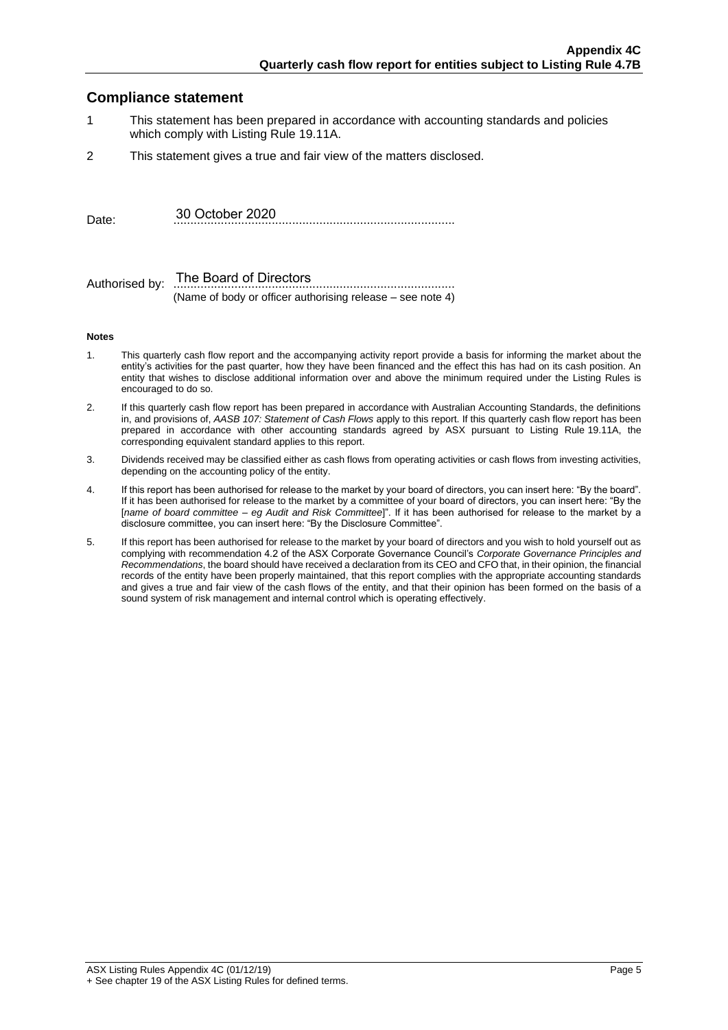## Compliance statement

1. This statement has been prepared in accordance with accounting standards and policies which comply with Listing Rule 19.11A.
2. This statement gives a true and fair view of the matters disclosed.

Date: 30 October 2020

Authorised by: The Board of Directors
(Name of body or officer authorising release – see note 4)

**Notes**

1. This quarterly cash flow report and the accompanying activity report provide a basis for informing the market about the entity's activities for the past quarter, how they have been financed and the effect this has had on its cash position. An entity that wishes to disclose additional information over and above the minimum required under the Listing Rules is encouraged to do so.
2. If this quarterly cash flow report has been prepared in accordance with Australian Accounting Standards, the definitions in, and provisions of, *AASB 107: Statement of Cash Flows* apply to this report. If this quarterly cash flow report has been prepared in accordance with other accounting standards agreed by ASX pursuant to Listing Rule 19.11A, the corresponding equivalent standard applies to this report.
3. Dividends received may be classified either as cash flows from operating activities or cash flows from investing activities, depending on the accounting policy of the entity.
4. If this report has been authorised for release to the market by your board of directors, you can insert here: "By the board". If it has been authorised for release to the market by a committee of your board of directors, you can insert here: "By the [*name of board committee – eg Audit and Risk Committee*]". If it has been authorised for release to the market by a disclosure committee, you can insert here: "By the Disclosure Committee".
5. If this report has been authorised for release to the market by your board of directors and you wish to hold yourself out as complying with recommendation 4.2 of the ASX Corporate Governance Council's *Corporate Governance Principles and Recommendations*, the board should have received a declaration from its CEO and CFO that, in their opinion, the financial records of the entity have been properly maintained, that this report complies with the appropriate accounting standards and gives a true and fair view of the cash flows of the entity, and that their opinion has been formed on the basis of a sound system of risk management and internal control which is operating effectively.